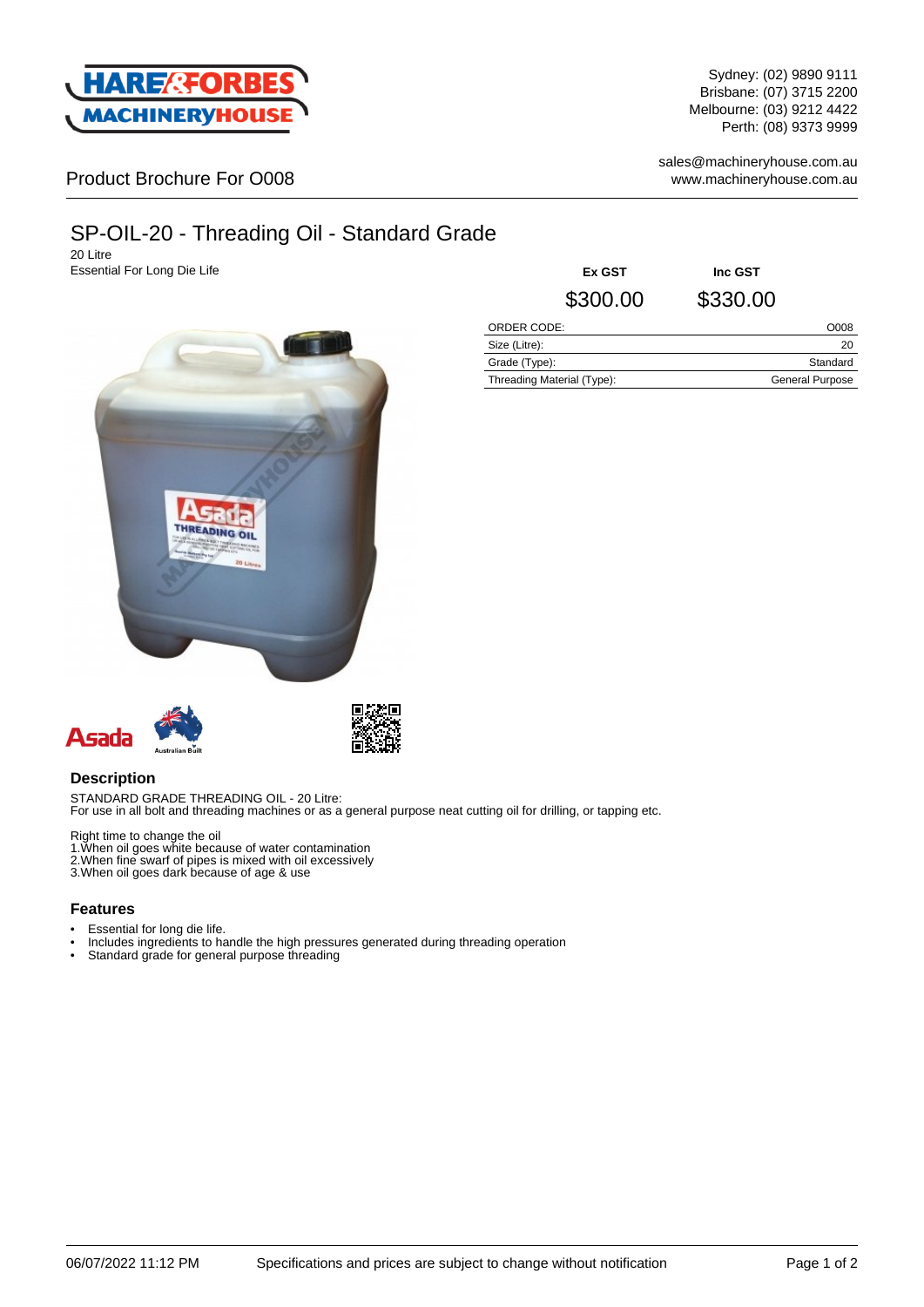Sydney: (02) 9890 9111
Brisbane: (07) 3715 2200
Melbourne: (03) 9212 4422
Perth: (08) 9373 9999

sales@machineryhouse.com.au
www.machineryhouse.com.au

Product Brochure For O008

# SP-OIL-20 - Threading Oil - Standard Grade

20 Litre
Essential For Long Die Life

| Ex GST | Inc GST |
|---|---|
| $300.00 | $330.00 |

| | |
|---|---|
| ORDER CODE: | O008 |
| Size (Litre): | 20 |
| Grade (Type): | Standard |
| Threading Material (Type): | General Purpose |

## Description

STANDARD GRADE THREADING OIL - 20 Litre:
For use in all bolt and threading machines or as a general purpose neat cutting oil for drilling, or tapping etc.

Right time to change the oil
1.When oil goes white because of water contamination
2.When fine swarf of pipes is mixed with oil excessively
3.When oil goes dark because of age & use

## Features

- Essential for long die life.
- Includes ingredients to handle the high pressures generated during threading operation
- Standard grade for general purpose threading

06/07/2022 11:12 PM Specifications and prices are subject to change without notification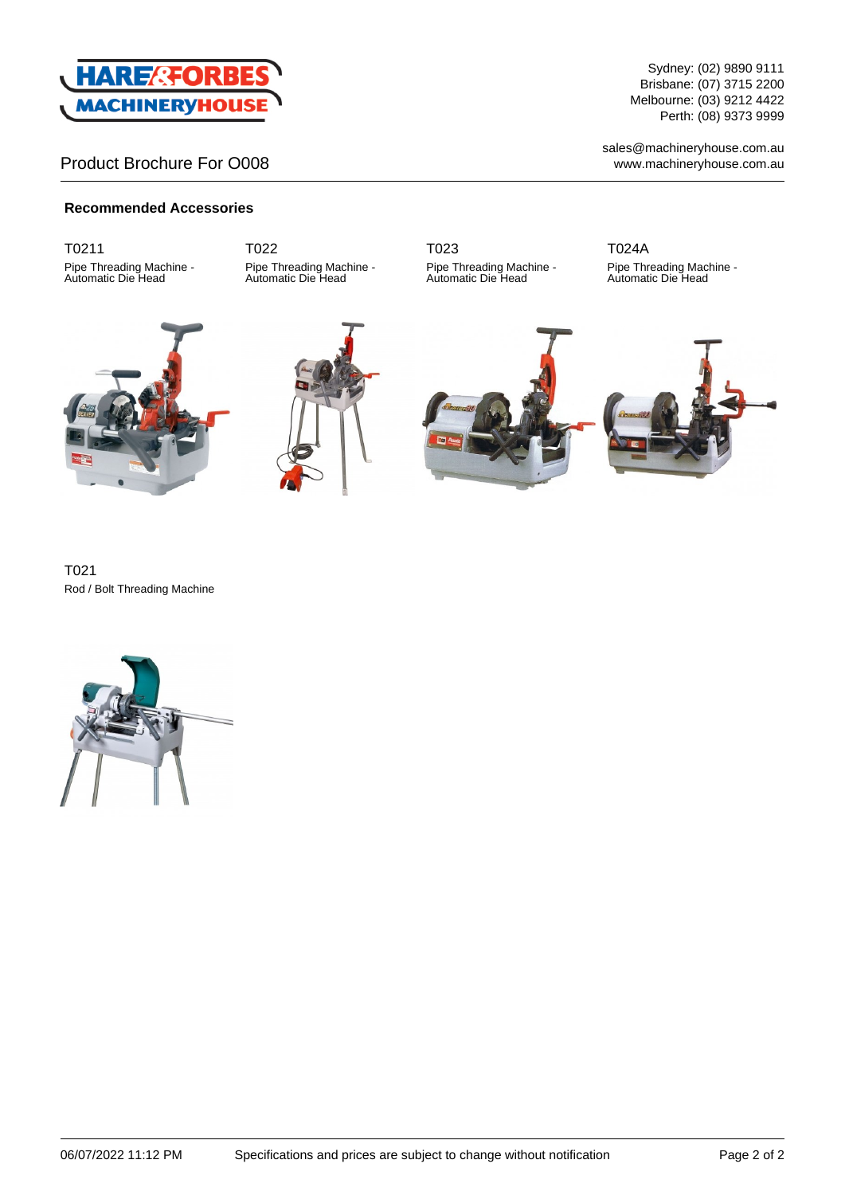Sydney: (02) 9890 9111
Brisbane: (07) 3715 2200
Melbourne: (03) 9212 4422
Perth: (08) 9373 9999

sales@machineryhouse.com.au
www.machineryhouse.com.au

Product Brochure For O008

### Recommended Accessories

T0211
Pipe Threading Machine - Automatic Die Head

T022
Pipe Threading Machine - Automatic Die Head

T023
Pipe Threading Machine - Automatic Die Head

T024A
Pipe Threading Machine - Automatic Die Head

T021
Rod / Bolt Threading Machine

06/07/2022 11:12 PM Specifications and prices are subject to change without notification